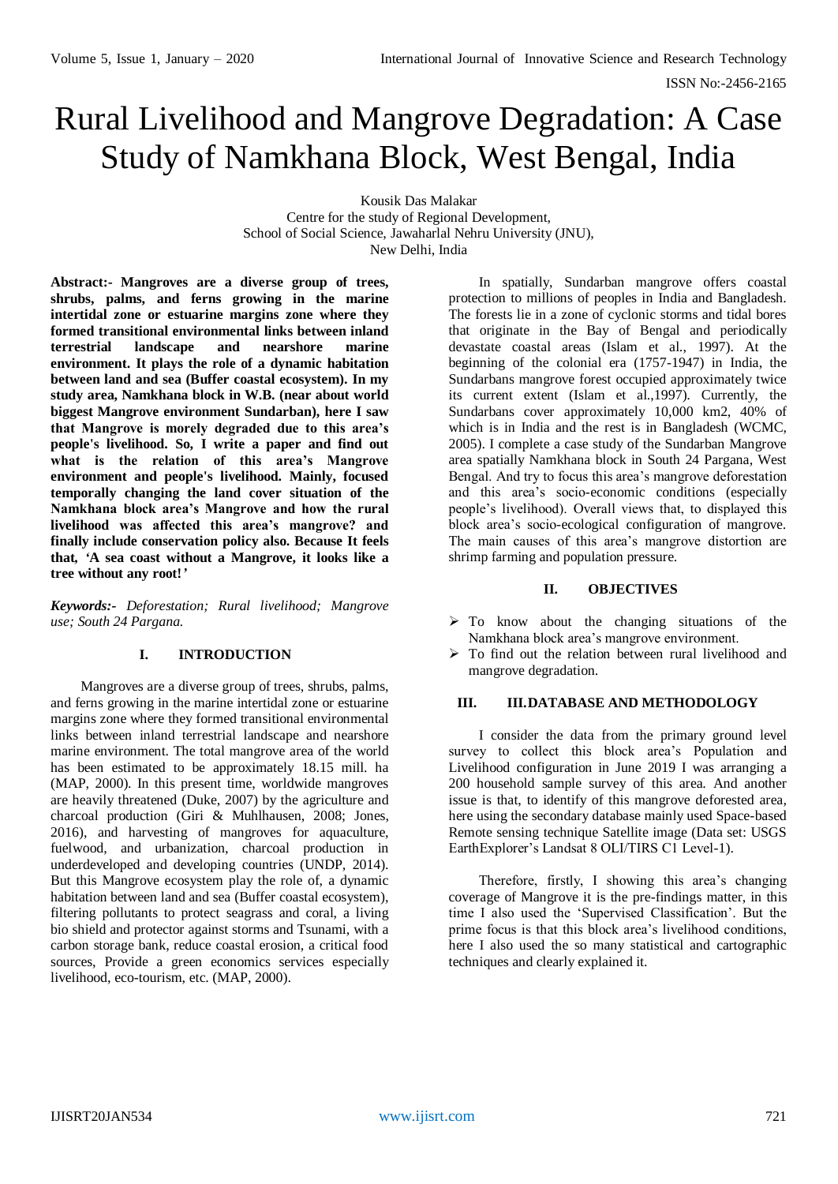# Rural Livelihood and Mangrove Degradation: A Case Study of Namkhana Block, West Bengal, India

Kousik Das Malakar
Centre for the study of Regional Development,
School of Social Science, Jawaharlal Nehru University (JNU),
New Delhi, India

**Abstract:- Mangroves are a diverse group of trees, shrubs, palms, and ferns growing in the marine intertidal zone or estuarine margins zone where they formed transitional environmental links between inland terrestrial landscape and nearshore marine environment. It plays the role of a dynamic habitation between land and sea (Buffer coastal ecosystem). In my study area, Namkhana block in W.B. (near about world biggest Mangrove environment Sundarban), here I saw that Mangrove is morely degraded due to this area's people's livelihood. So, I write a paper and find out what is the relation of this area's Mangrove environment and people's livelihood. Mainly, focused temporally changing the land cover situation of the Namkhana block area's Mangrove and how the rural livelihood was affected this area's mangrove? and finally include conservation policy also. Because It feels that, 'A sea coast without a Mangrove, it looks like a tree without any root!'**

***Keywords:-*** *Deforestation; Rural livelihood; Mangrove use; South 24 Pargana.*

## I. INTRODUCTION

Mangroves are a diverse group of trees, shrubs, palms, and ferns growing in the marine intertidal zone or estuarine margins zone where they formed transitional environmental links between inland terrestrial landscape and nearshore marine environment. The total mangrove area of the world has been estimated to be approximately 18.15 mill. ha (MAP, 2000). In this present time, worldwide mangroves are heavily threatened (Duke, 2007) by the agriculture and charcoal production (Giri & Muhlhausen, 2008; Jones, 2016), and harvesting of mangroves for aquaculture, fuelwood, and urbanization, charcoal production in underdeveloped and developing countries (UNDP, 2014). But this Mangrove ecosystem play the role of, a dynamic habitation between land and sea (Buffer coastal ecosystem), filtering pollutants to protect seagrass and coral, a living bio shield and protector against storms and Tsunami, with a carbon storage bank, reduce coastal erosion, a critical food sources, Provide a green economics services especially livelihood, eco-tourism, etc. (MAP, 2000).

In spatially, Sundarban mangrove offers coastal protection to millions of peoples in India and Bangladesh. The forests lie in a zone of cyclonic storms and tidal bores that originate in the Bay of Bengal and periodically devastate coastal areas (Islam et al., 1997). At the beginning of the colonial era (1757-1947) in India, the Sundarbans mangrove forest occupied approximately twice its current extent (Islam et al.,1997). Currently, the Sundarbans cover approximately 10,000 km2, 40% of which is in India and the rest is in Bangladesh (WCMC, 2005). I complete a case study of the Sundarban Mangrove area spatially Namkhana block in South 24 Pargana, West Bengal. And try to focus this area's mangrove deforestation and this area's socio-economic conditions (especially people's livelihood). Overall views that, to displayed this block area's socio-ecological configuration of mangrove. The main causes of this area's mangrove distortion are shrimp farming and population pressure.

## II. OBJECTIVES

- To know about the changing situations of the Namkhana block area's mangrove environment.
- To find out the relation between rural livelihood and mangrove degradation.

## III. III.DATABASE AND METHODOLOGY

I consider the data from the primary ground level survey to collect this block area's Population and Livelihood configuration in June 2019 I was arranging a 200 household sample survey of this area. And another issue is that, to identify of this mangrove deforested area, here using the secondary database mainly used Space-based Remote sensing technique Satellite image (Data set: USGS EarthExplorer's Landsat 8 OLI/TIRS C1 Level-1).

Therefore, firstly, I showing this area's changing coverage of Mangrove it is the pre-findings matter, in this time I also used the 'Supervised Classification'. But the prime focus is that this block area's livelihood conditions, here I also used the so many statistical and cartographic techniques and clearly explained it.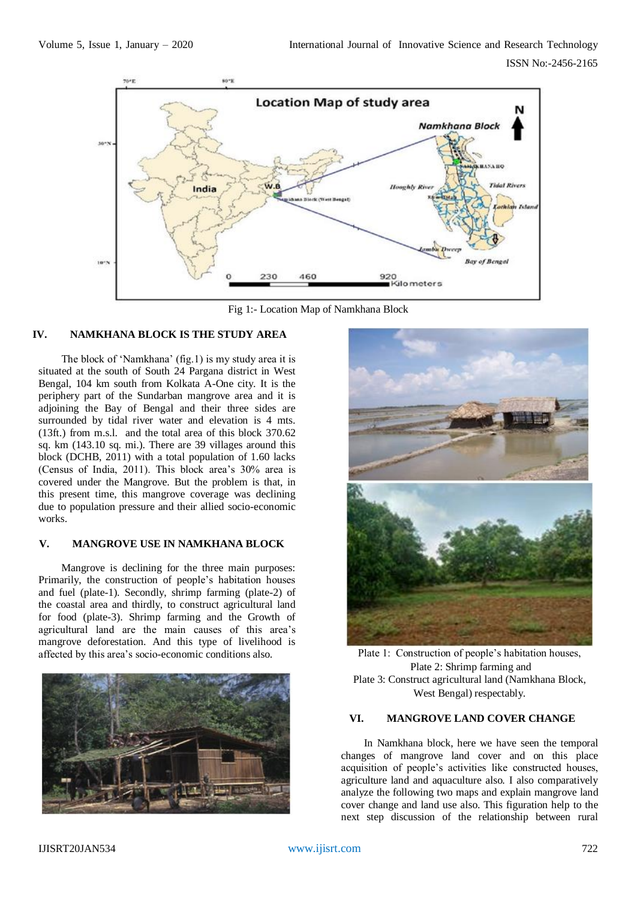Fig 1:- Location Map of Namkhana Block

## IV. NAMKHANA BLOCK IS THE STUDY AREA

The block of 'Namkhana' (fig.1) is my study area it is situated at the south of South 24 Pargana district in West Bengal, 104 km south from Kolkata A-One city. It is the periphery part of the Sundarban mangrove area and it is adjoining the Bay of Bengal and their three sides are surrounded by tidal river water and elevation is 4 mts. (13ft.) from m.s.l. and the total area of this block 370.62 sq. km (143.10 sq. mi.). There are 39 villages around this block (DCHB, 2011) with a total population of 1.60 lacks (Census of India, 2011). This block area's 30% area is covered under the Mangrove. But the problem is that, in this present time, this mangrove coverage was declining due to population pressure and their allied socio-economic works.

## V. MANGROVE USE IN NAMKHANA BLOCK

Mangrove is declining for the three main purposes: Primarily, the construction of people's habitation houses and fuel (plate-1). Secondly, shrimp farming (plate-2) of the coastal area and thirdly, to construct agricultural land for food (plate-3). Shrimp farming and the Growth of agricultural land are the main causes of this area's mangrove deforestation. And this type of livelihood is affected by this area's socio-economic conditions also.

Plate 1: Construction of people's habitation houses,
Plate 2: Shrimp farming and
Plate 3: Construct agricultural land (Namkhana Block, West Bengal) respectably.

## VI. MANGROVE LAND COVER CHANGE

In Namkhana block, here we have seen the temporal changes of mangrove land cover and on this place acquisition of people's activities like constructed houses, agriculture land and aquaculture also. I also comparatively analyze the following two maps and explain mangrove land cover change and land use also. This figuration help to the next step discussion of the relationship between rural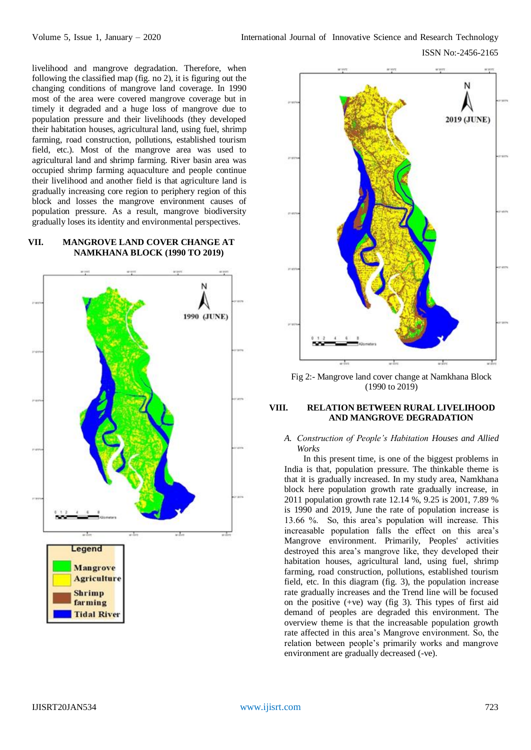livelihood and mangrove degradation. Therefore, when following the classified map (fig. no 2), it is figuring out the changing conditions of mangrove land coverage. In 1990 most of the area were covered mangrove coverage but in timely it degraded and a huge loss of mangrove due to population pressure and their livelihoods (they developed their habitation houses, agricultural land, using fuel, shrimp farming, road construction, pollutions, established tourism field, etc.). Most of the mangrove area was used to agricultural land and shrimp farming. River basin area was occupied shrimp farming aquaculture and people continue their livelihood and another field is that agriculture land is gradually increasing core region to periphery region of this block and losses the mangrove environment causes of population pressure. As a result, mangrove biodiversity gradually loses its identity and environmental perspectives.

## VII. MANGROVE LAND COVER CHANGE AT NAMKHANA BLOCK (1990 TO 2019)

Fig 2:- Mangrove land cover change at Namkhana Block (1990 to 2019)

## VIII. RELATION BETWEEN RURAL LIVELIHOOD AND MANGROVE DEGRADATION

### *A. Construction of People's Habitation Houses and Allied Works*

In this present time, is one of the biggest problems in India is that, population pressure. The thinkable theme is that it is gradually increased. In my study area, Namkhana block here population growth rate gradually increase, in 2011 population growth rate 12.14 %, 9.25 is 2001, 7.89 % is 1990 and 2019, June the rate of population increase is 13.66 %. So, this area's population will increase. This increasable population falls the effect on this area's Mangrove environment. Primarily, Peoples' activities destroyed this area's mangrove like, they developed their habitation houses, agricultural land, using fuel, shrimp farming, road construction, pollutions, established tourism field, etc. In this diagram (fig. 3), the population increase rate gradually increases and the Trend line will be focused on the positive (+ve) way (fig 3). This types of first aid demand of peoples are degraded this environment. The overview theme is that the increasable population growth rate affected in this area's Mangrove environment. So, the relation between people's primarily works and mangrove environment are gradually decreased (-ve).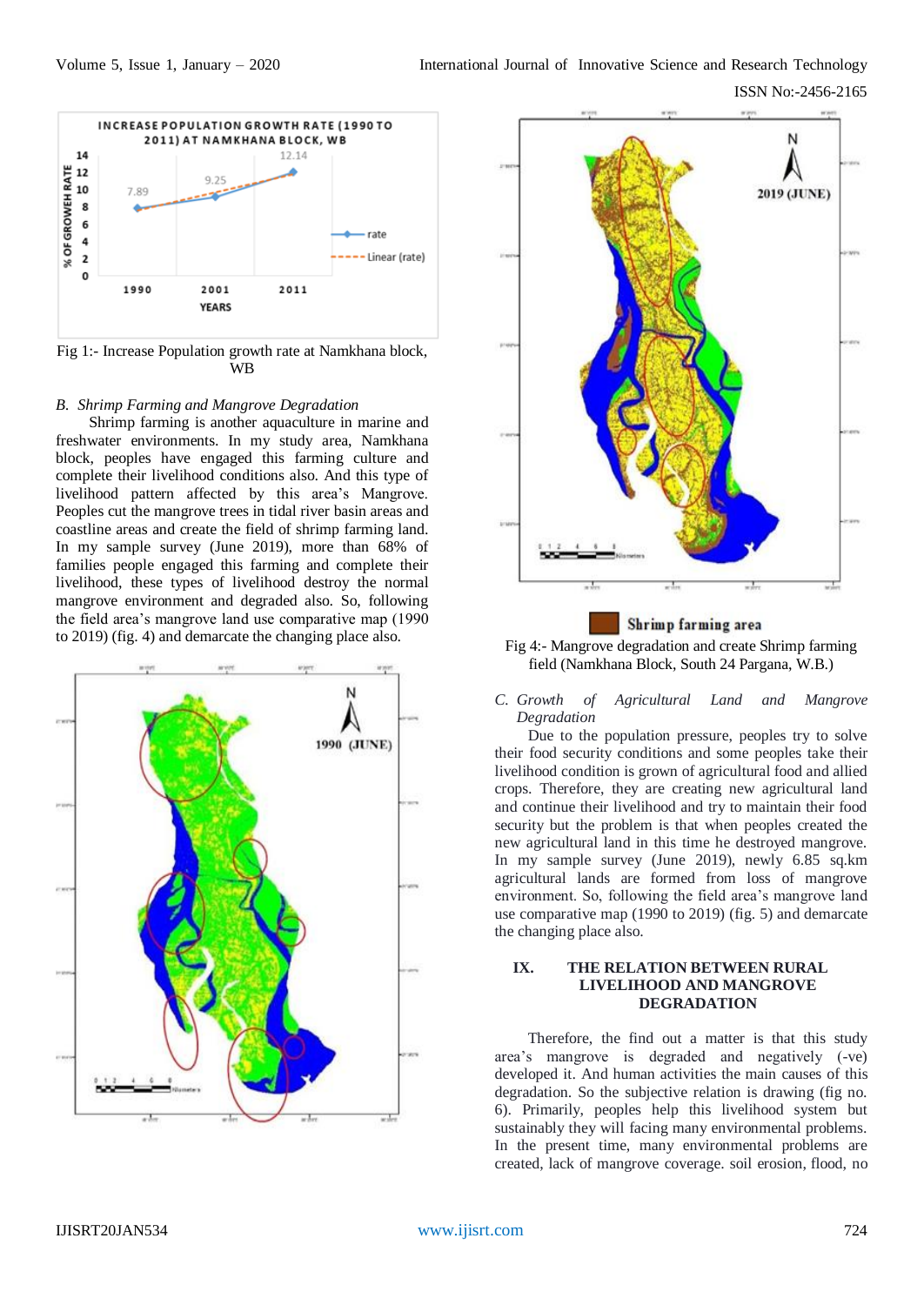Fig 1:- Increase Population growth rate at Namkhana block, WB

*B. Shrimp Farming and Mangrove Degradation*

Shrimp farming is another aquaculture in marine and freshwater environments. In my study area, Namkhana block, peoples have engaged this farming culture and complete their livelihood conditions also. And this type of livelihood pattern affected by this area's Mangrove. Peoples cut the mangrove trees in tidal river basin areas and coastline areas and create the field of shrimp farming land. In my sample survey (June 2019), more than 68% of families people engaged this farming and complete their livelihood, these types of livelihood destroy the normal mangrove environment and degraded also. So, following the field area's mangrove land use comparative map (1990 to 2019) (fig. 4) and demarcate the changing place also.

Fig 4:- Mangrove degradation and create Shrimp farming field (Namkhana Block, South 24 Pargana, W.B.)

*C. Growth of Agricultural Land and Mangrove Degradation*

Due to the population pressure, peoples try to solve their food security conditions and some peoples take their livelihood condition is grown of agricultural food and allied crops. Therefore, they are creating new agricultural land and continue their livelihood and try to maintain their food security but the problem is that when peoples created the new agricultural land in this time he destroyed mangrove. In my sample survey (June 2019), newly 6.85 sq.km agricultural lands are formed from loss of mangrove environment. So, following the field area's mangrove land use comparative map (1990 to 2019) (fig. 5) and demarcate the changing place also.

## IX. THE RELATION BETWEEN RURAL LIVELIHOOD AND MANGROVE DEGRADATION

Therefore, the find out a matter is that this study area's mangrove is degraded and negatively (-ve) developed it. And human activities the main causes of this degradation. So the subjective relation is drawing (fig no. 6). Primarily, peoples help this livelihood system but sustainably they will facing many environmental problems. In the present time, many environmental problems are created, lack of mangrove coverage. soil erosion, flood, no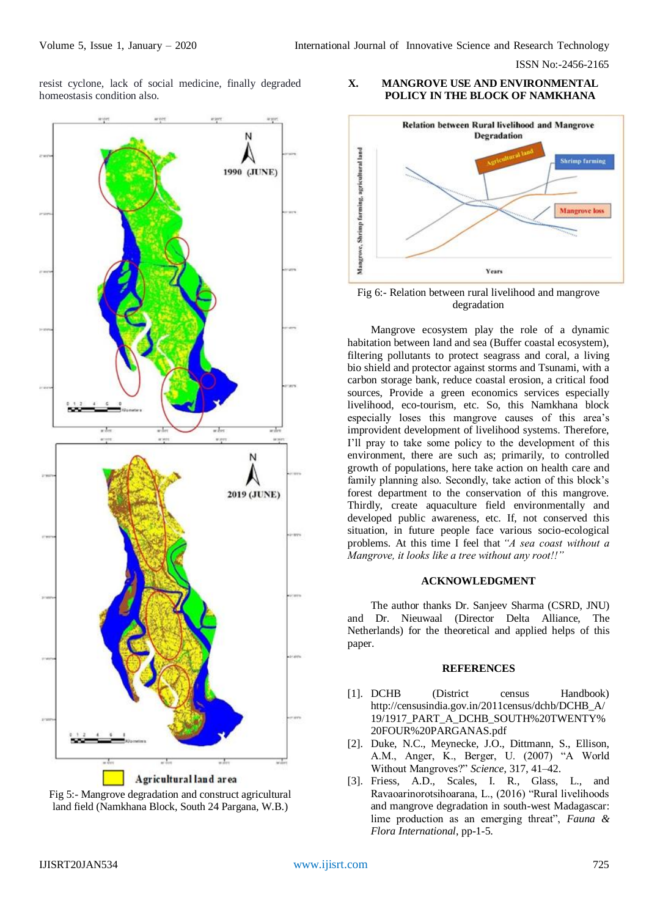resist cyclone, lack of social medicine, finally degraded homeostasis condition also.

Fig 5:- Mangrove degradation and construct agricultural land field (Namkhana Block, South 24 Pargana, W.B.)

## X. MANGROVE USE AND ENVIRONMENTAL POLICY IN THE BLOCK OF NAMKHANA

Fig 6:- Relation between rural livelihood and mangrove degradation

Mangrove ecosystem play the role of a dynamic habitation between land and sea (Buffer coastal ecosystem), filtering pollutants to protect seagrass and coral, a living bio shield and protector against storms and Tsunami, with a carbon storage bank, reduce coastal erosion, a critical food sources, Provide a green economics services especially livelihood, eco-tourism, etc. So, this Namkhana block especially loses this mangrove causes of this area's improvident development of livelihood systems. Therefore, I'll pray to take some policy to the development of this environment, there are such as; primarily, to controlled growth of populations, here take action on health care and family planning also. Secondly, take action of this block's forest department to the conservation of this mangrove. Thirdly, create aquaculture field environmentally and developed public awareness, etc. If, not conserved this situation, in future people face various socio-ecological problems. At this time I feel that *"A sea coast without a Mangrove, it looks like a tree without any root!!"*

## ACKNOWLEDGMENT

The author thanks Dr. Sanjeev Sharma (CSRD, JNU) and Dr. Nieuwaal (Director Delta Alliance, The Netherlands) for the theoretical and applied helps of this paper.

## REFERENCES

[1]. DCHB (District census Handbook) http://censusindia.gov.in/2011census/dchb/DCHB_A/19/1917_PART_A_DCHB_SOUTH%20TWENTY%20FOUR%20PARGANAS.pdf

[2]. Duke, N.C., Meynecke, J.O., Dittmann, S., Ellison, A.M., Anger, K., Berger, U. (2007) "A World Without Mangroves?" *Science*, 317, 41–42.

[3]. Friess, A.D., Scales, I. R., Glass, L., and Ravaoarinorotsihoarana, L., (2016) "Rural livelihoods and mangrove degradation in south-west Madagascar: lime production as an emerging threat", *Fauna & Flora International*, pp-1-5.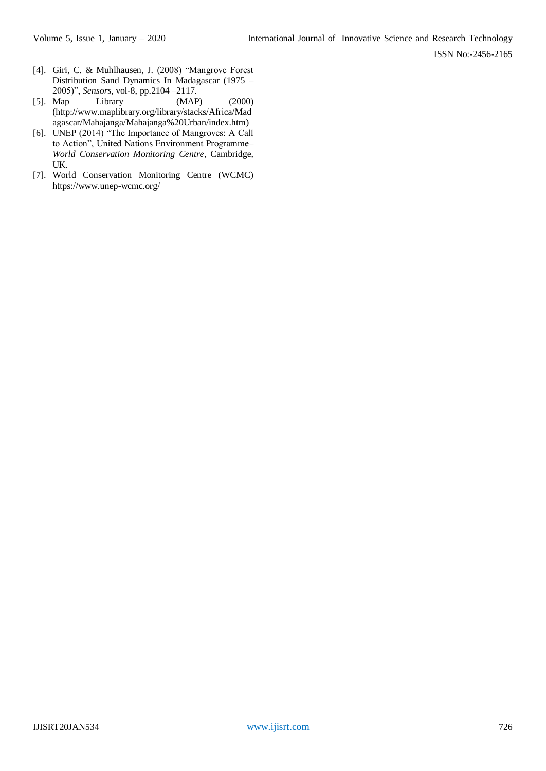[4]. Giri, C. & Muhlhausen, J. (2008) "Mangrove Forest Distribution Sand Dynamics In Madagascar (1975 – 2005)", *Sensors*, vol-8, pp.2104 –2117.

[5]. Map Library (MAP) (2000) (http://www.maplibrary.org/library/stacks/Africa/Madagascar/Mahajanga/Mahajanga%20Urban/index.htm)

[6]. UNEP (2014) "The Importance of Mangroves: A Call to Action", United Nations Environment Programme– *World Conservation Monitoring Centre*, Cambridge, UK.

[7]. World Conservation Monitoring Centre (WCMC) https://www.unep-wcmc.org/